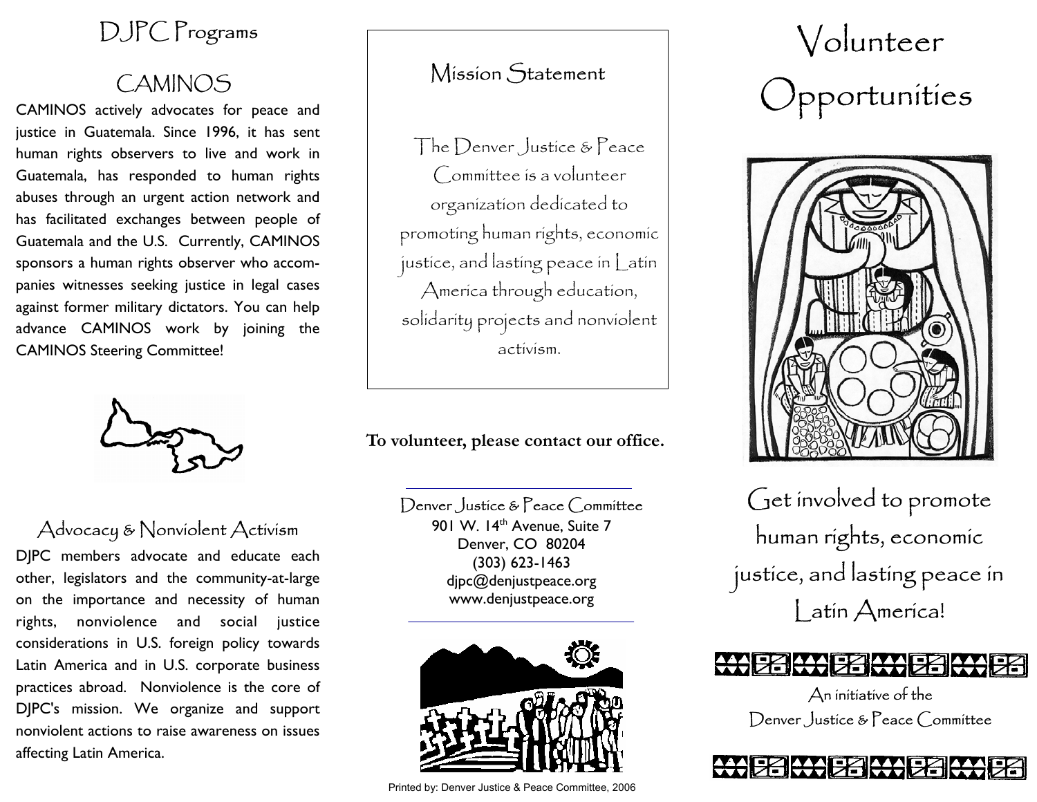## DJPC Programs

### CAMINOS

CAMINOS actively advocates for peace and justice in Guatemala. Since 1996, it has sent human rights observers to live and work in Guatemala, has responded to human rights abuses through an urgent action network and has facilitated exchanges between people of Guatemala and the U.S. Currently, CAMINOS sponsors a human rights observer who accompanies witnesses seeking justice in legal cases against former military dictators. You can help advance CAMINOS work by joining the CAMINOS Steering Committee!

### Advocacy & Nonviolent Activism

DJPC members advocate and educate each other, legislators and the community-at-large on the importance and necessity of human rights, nonviolence and social justice considerations in U.S. foreign policy towards Latin America and in U.S. corporate business practices abroad. Nonviolence is the core of DJPC's mission. We organize and support nonviolent actions to raise awareness on issues affecting Latin America.

### Mission Statement

The Denver Justice & Peace Committee is a volunteer organization dedicated to promoting human rights, economic justice, and lasting peace in Latin America through education, solidarity projects and nonviolent activism.

**To volunteer, please contact our office.**

Denver Justice & Peace Committee
901 W. 14th Avenue, Suite 7
Denver, CO 80204
(303) 623-1463
djpc@denjustpeace.org
www.denjustpeace.org

Printed by: Denver Justice & Peace Committee, 2006

# Volunteer Opportunities

Get involved to promote human rights, economic justice, and lasting peace in Latin America!

An initiative of the Denver Justice & Peace Committee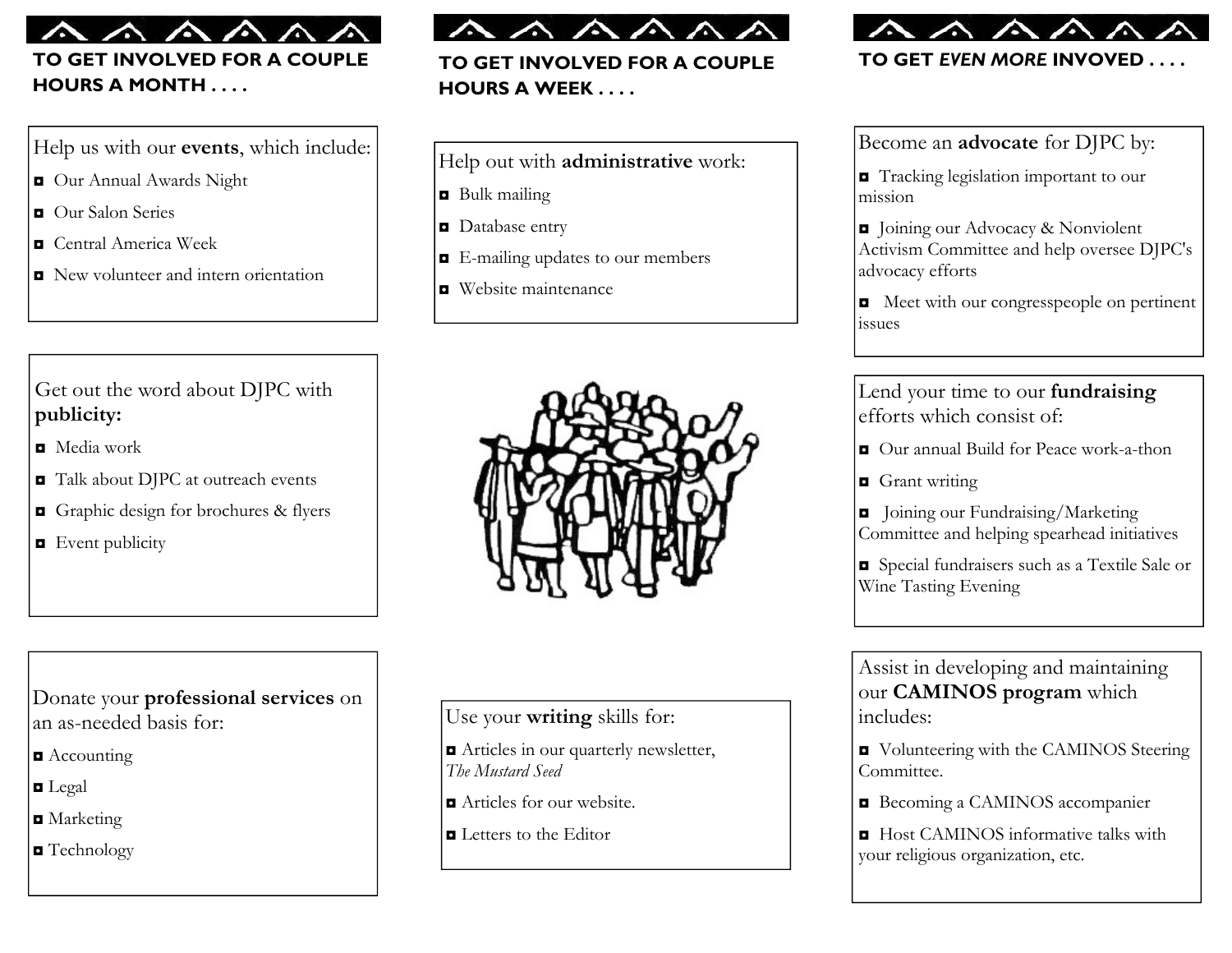## TO GET INVOLVED FOR A COUPLE HOURS A MONTH . . . .

Help us with our **events**, which include:

- Our Annual Awards Night
- Our Salon Series
- Central America Week
- New volunteer and intern orientation

Get out the word about DJPC with **publicity:**

- Media work
- Talk about DJPC at outreach events
- Graphic design for brochures & flyers
- Event publicity

Donate your **professional services** on an as-needed basis for:

- Accounting
- Legal
- Marketing
- Technology

## TO GET INVOLVED FOR A COUPLE HOURS A WEEK . . . .

Help out with **administrative** work:

- Bulk mailing
- Database entry
- E-mailing updates to our members
- Website maintenance

Use your **writing** skills for:

- Articles in our quarterly newsletter, *The Mustard Seed*
- Articles for our website.
- Letters to the Editor

## TO GET *EVEN MORE* INVOVED . . . .

Become an **advocate** for DJPC by:

- Tracking legislation important to our mission
- Joining our Advocacy & Nonviolent Activism Committee and help oversee DJPC's advocacy efforts
- Meet with our congresspeople on pertinent issues

Lend your time to our **fundraising** efforts which consist of:

- Our annual Build for Peace work-a-thon
- Grant writing
- Joining our Fundraising/Marketing Committee and helping spearhead initiatives
- Special fundraisers such as a Textile Sale or Wine Tasting Evening

Assist in developing and maintaining our **CAMINOS program** which includes:

- Volunteering with the CAMINOS Steering Committee.
- Becoming a CAMINOS accompanier
- Host CAMINOS informative talks with your religious organization, etc.